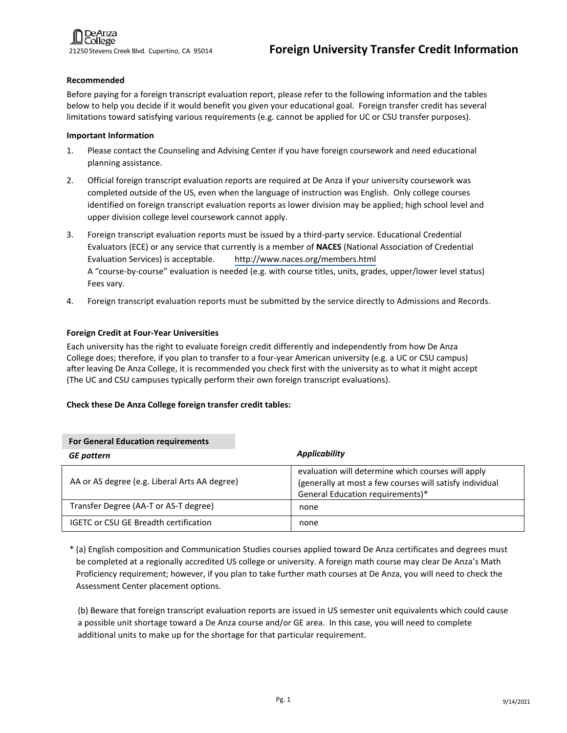De Anza College
21250 Stevens Creek Blvd. Cupertino, CA 95014

# Foreign University Transfer Credit Information

**Recommended**

Before paying for a foreign transcript evaluation report, please refer to the following information and the tables below to help you decide if it would benefit you given your educational goal. Foreign transfer credit has several limitations toward satisfying various requirements (e.g. cannot be applied for UC or CSU transfer purposes).

**Important Information**

1. Please contact the Counseling and Advising Center if you have foreign coursework and need educational planning assistance.
2. Official foreign transcript evaluation reports are required at De Anza if your university coursework was completed outside of the US, even when the language of instruction was English. Only college courses identified on foreign transcript evaluation reports as lower division may be applied; high school level and upper division college level coursework cannot apply.
3. Foreign transcript evaluation reports must be issued by a third-party service. Educational Credential Evaluators (ECE) or any service that currently is a member of **NACES** (National Association of Credential Evaluation Services) is acceptable. http://www.naces.org/members.html
   A "course-by-course" evaluation is needed (e.g. with course titles, units, grades, upper/lower level status) Fees vary.
4. Foreign transcript evaluation reports must be submitted by the service directly to Admissions and Records.

**Foreign Credit at Four-Year Universities**

Each university has the right to evaluate foreign credit differently and independently from how De Anza College does; therefore, if you plan to transfer to a four-year American university (e.g. a UC or CSU campus) after leaving De Anza College, it is recommended you check first with the university as to what it might accept (The UC and CSU campuses typically perform their own foreign transcript evaluations).

**Check these De Anza College foreign transfer credit tables:**

**For General Education requirements**

| *GE pattern* | *Applicability* |
|---|---|
| AA or AS degree (e.g. Liberal Arts AA degree) | evaluation will determine which courses will apply (generally at most a few courses will satisfy individual General Education requirements)* |
| Transfer Degree (AA-T or AS-T degree) | none |
| IGETC or CSU GE Breadth certification | none |

\* (a) English composition and Communication Studies courses applied toward De Anza certificates and degrees must be completed at a regionally accredited US college or university. A foreign math course may clear De Anza's Math Proficiency requirement; however, if you plan to take further math courses at De Anza, you will need to check the Assessment Center placement options.

(b) Beware that foreign transcript evaluation reports are issued in US semester unit equivalents which could cause a possible unit shortage toward a De Anza course and/or GE area. In this case, you will need to complete additional units to make up for the shortage for that particular requirement.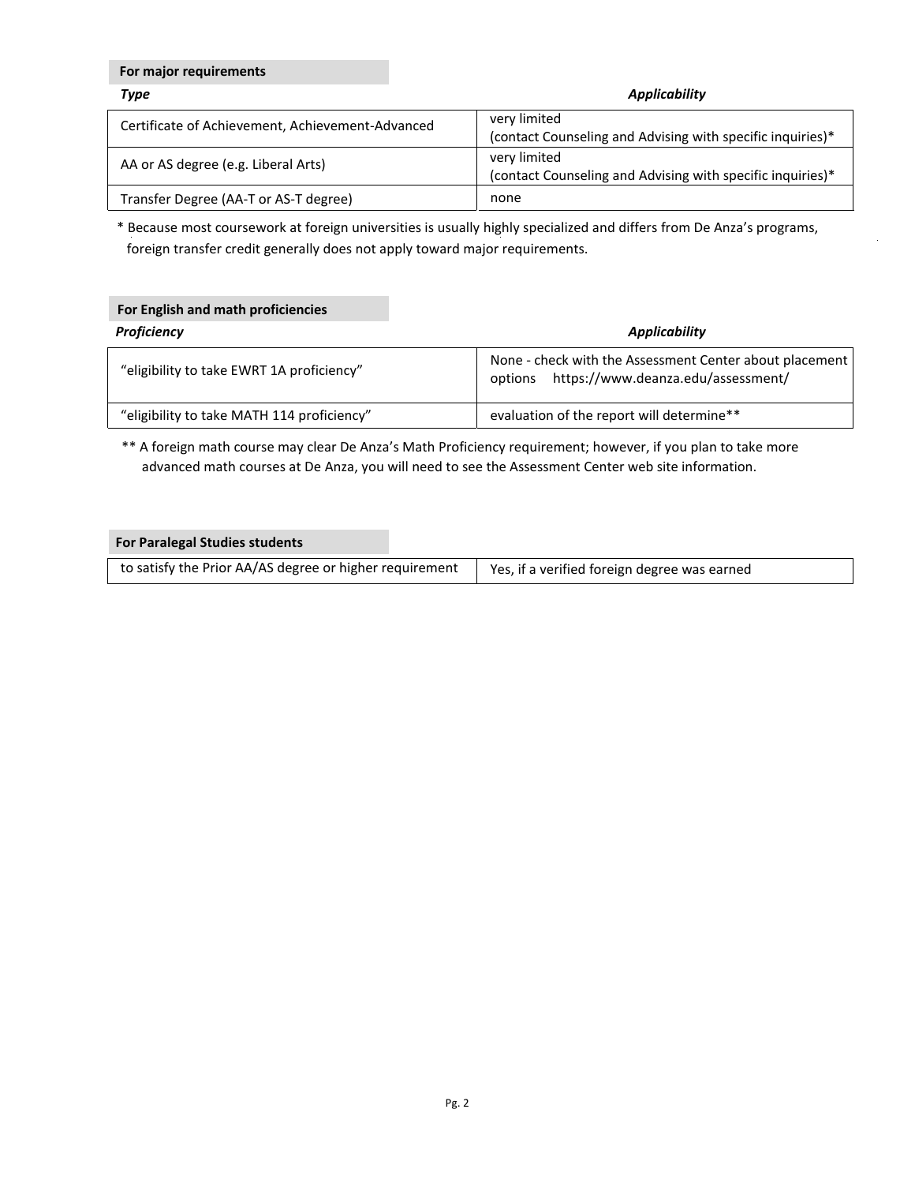**For major requirements**

| *Type* | *Applicability* |
|---|---|
| Certificate of Achievement, Achievement-Advanced | very limited (contact Counseling and Advising with specific inquiries)* |
| AA or AS degree (e.g. Liberal Arts) | very limited (contact Counseling and Advising with specific inquiries)* |
| Transfer Degree (AA-T or AS-T degree) | none |

* Because most coursework at foreign universities is usually highly specialized and differs from De Anza's programs, foreign transfer credit generally does not apply toward major requirements.

**For English and math proficiencies**

| *Proficiency* | *Applicability* |
|---|---|
| "eligibility to take EWRT 1A proficiency" | None - check with the Assessment Center about placement options https://www.deanza.edu/assessment/ |
| "eligibility to take MATH 114 proficiency" | evaluation of the report will determine** |

** A foreign math course may clear De Anza's Math Proficiency requirement; however, if you plan to take more advanced math courses at De Anza, you will need to see the Assessment Center web site information.

**For Paralegal Studies students**

| | |
|---|---|
| to satisfy the Prior AA/AS degree or higher requirement | Yes, if a verified foreign degree was earned |